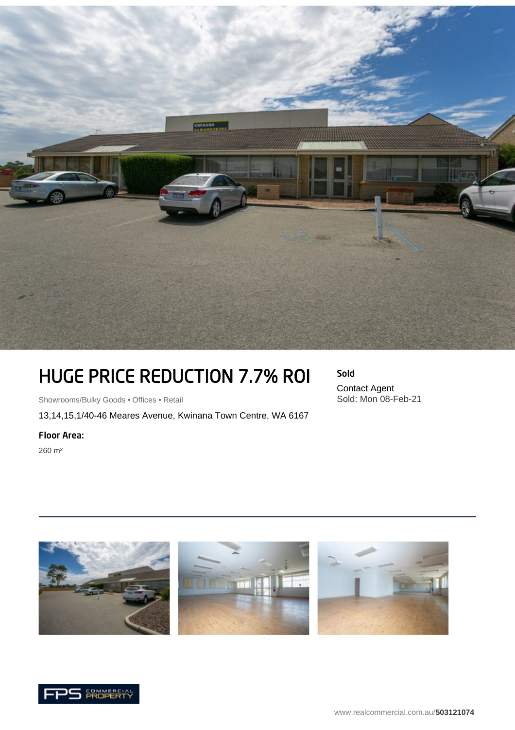# HUGE PRICE REDUCTION 7.7% ROI

Showrooms/Bulky Goods • Offices • Retail

13,14,15,1/40-46 Meares Avenue, Kwinana Town Centre, WA 6167

**Floor Area:**

260 m²

**Sold**

Contact Agent

Sold: Mon 08-Feb-21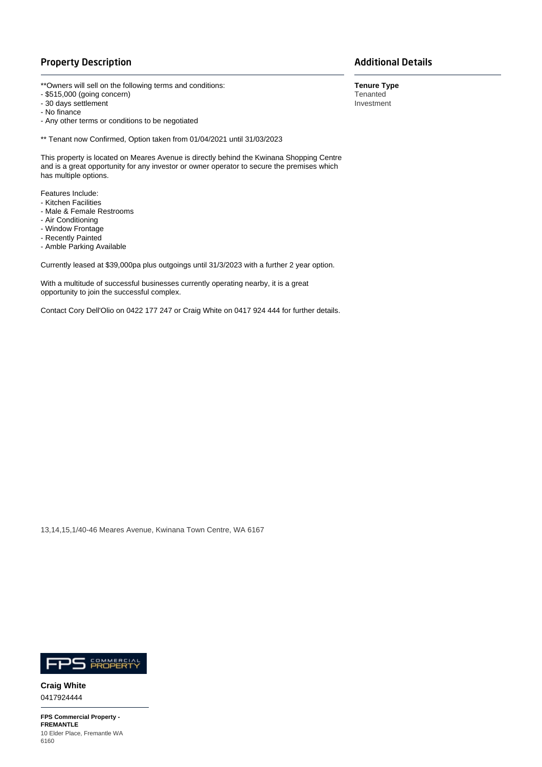## Property Description

**Owners will sell on the following terms and conditions:
- $515,000 (going concern)
- 30 days settlement
- No finance
- Any other terms or conditions to be negotiated

** Tenant now Confirmed, Option taken from 01/04/2021 until 31/03/2023

This property is located on Meares Avenue is directly behind the Kwinana Shopping Centre and is a great opportunity for any investor or owner operator to secure the premises which has multiple options.

Features Include:
- Kitchen Facilities
- Male & Female Restrooms
- Air Conditioning
- Window Frontage
- Recently Painted
- Amble Parking Available

Currently leased at $39,000pa plus outgoings until 31/3/2023 with a further 2 year option.

With a multitude of successful businesses currently operating nearby, it is a great opportunity to join the successful complex.

Contact Cory Dell'Olio on 0422 177 247 or Craig White on 0417 924 444 for further details.

13,14,15,1/40-46 Meares Avenue, Kwinana Town Centre, WA 6167

## Additional Details

**Tenure Type**
Tenanted
Investment

FPS COMMERCIAL PROPERTY

**Craig White**
0417924444

**FPS Commercial Property - FREMANTLE**
10 Elder Place, Fremantle WA 6160